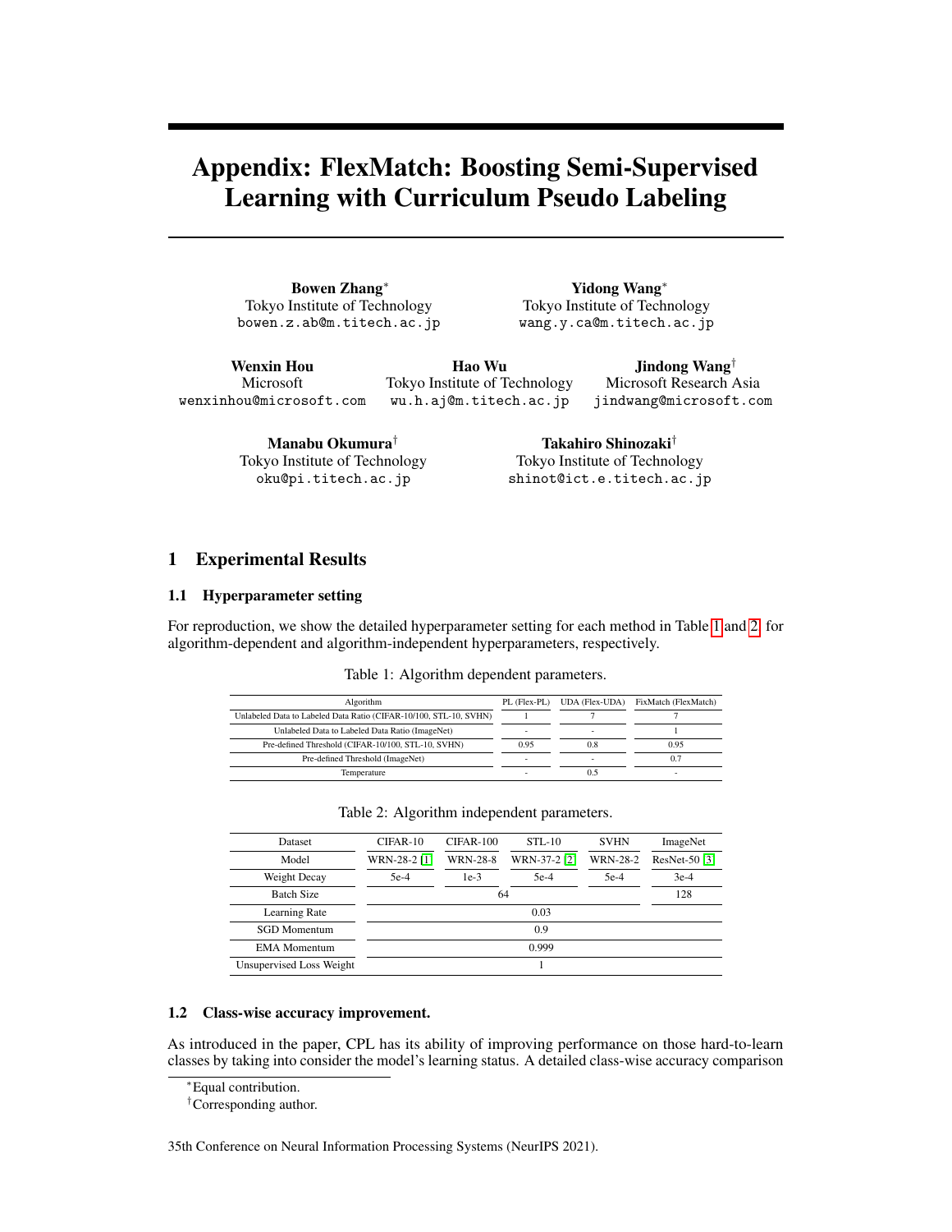# Appendix: FlexMatch: Boosting Semi-Supervised Learning with Curriculum Pseudo Labeling

**Bowen Zhang**\*
Tokyo Institute of Technology
bowen.z.ab@m.titech.ac.jp

**Yidong Wang**\*
Tokyo Institute of Technology
wang.y.ca@m.titech.ac.jp

**Wenxin Hou**
Microsoft
wenxinhou@microsoft.com

**Hao Wu**
Tokyo Institute of Technology
wu.h.aj@m.titech.ac.jp

**Jindong Wang**†
Microsoft Research Asia
jindwang@microsoft.com

**Manabu Okumura**†
Tokyo Institute of Technology
oku@pi.titech.ac.jp

**Takahiro Shinozaki**†
Tokyo Institute of Technology
shinot@ict.e.titech.ac.jp

## 1 Experimental Results

### 1.1 Hyperparameter setting

For reproduction, we show the detailed hyperparameter setting for each method in Table 1 and 2 for algorithm-dependent and algorithm-independent hyperparameters, respectively.

Table 1: Algorithm dependent parameters.

| Algorithm | PL (Flex-PL) | UDA (Flex-UDA) | FixMatch (FlexMatch) |
|---|---|---|---|
| Unlabeled Data to Labeled Data Ratio (CIFAR-10/100, STL-10, SVHN) | 1 | 7 | 7 |
| Unlabeled Data to Labeled Data Ratio (ImageNet) | - | - | 1 |
| Pre-defined Threshold (CIFAR-10/100, STL-10, SVHN) | 0.95 | 0.8 | 0.95 |
| Pre-defined Threshold (ImageNet) | - | - | 0.7 |
| Temperature | - | 0.5 | - |

Table 2: Algorithm independent parameters.

| Dataset | CIFAR-10 | CIFAR-100 | STL-10 | SVHN | ImageNet |
|---|---|---|---|---|---|
| Model | WRN-28-2 [1] | WRN-28-8 | WRN-37-2 [2] | WRN-28-2 | ResNet-50 [3] |
| Weight Decay | 5e-4 | 1e-3 | 5e-4 | 5e-4 | 3e-4 |
| Batch Size | 64 | | | | 128 |
| Learning Rate | 0.03 | | | | |
| SGD Momentum | 0.9 | | | | |
| EMA Momentum | 0.999 | | | | |
| Unsupervised Loss Weight | 1 | | | | |

### 1.2 Class-wise accuracy improvement.

As introduced in the paper, CPL has its ability of improving performance on those hard-to-learn classes by taking into consider the model's learning status. A detailed class-wise accuracy comparison

\*Equal contribution.

†Corresponding author.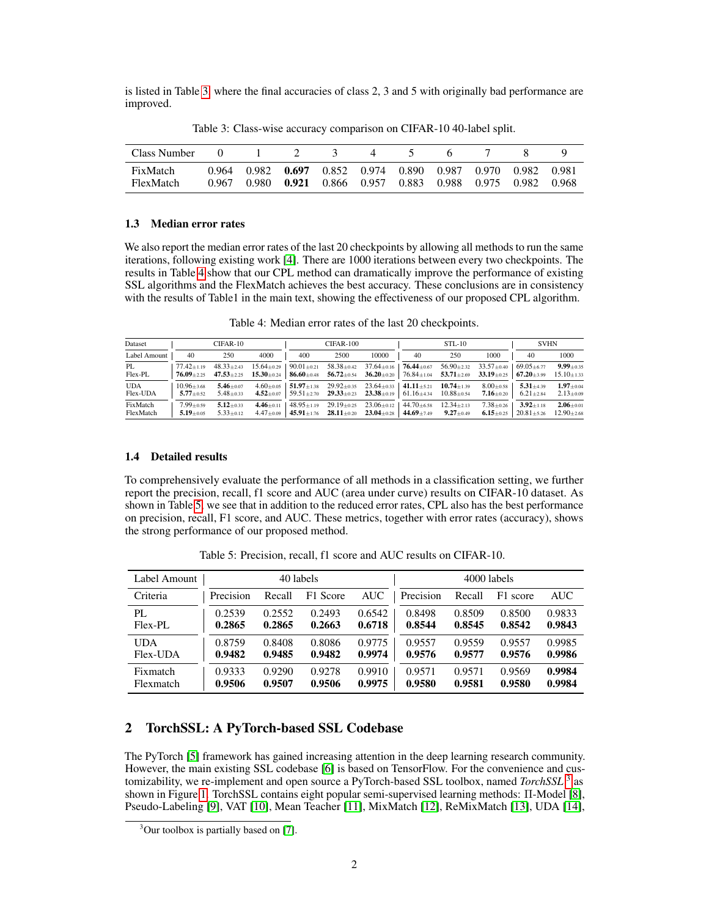is listed in Table 3, where the final accuracies of class 2, 3 and 5 with originally bad performance are improved.

Table 3: Class-wise accuracy comparison on CIFAR-10 40-label split.

| Class Number | 0 | 1 | 2 | 3 | 4 | 5 | 6 | 7 | 8 | 9 |
|---|---|---|---|---|---|---|---|---|---|---|
| FixMatch | 0.964 | 0.982 | **0.697** | 0.852 | 0.974 | 0.890 | 0.987 | 0.970 | 0.982 | 0.981 |
| FlexMatch | 0.967 | 0.980 | **0.921** | 0.866 | 0.957 | 0.883 | 0.988 | 0.975 | 0.982 | 0.968 |

### 1.3 Median error rates

We also report the median error rates of the last 20 checkpoints by allowing all methods to run the same iterations, following existing work [4]. There are 1000 iterations between every two checkpoints. The results in Table 4 show that our CPL method can dramatically improve the performance of existing SSL algorithms and the FlexMatch achieves the best accuracy. These conclusions are in consistency with the results of Table1 in the main text, showing the effectiveness of our proposed CPL algorithm.

Table 4: Median error rates of the last 20 checkpoints.

| Dataset | CIFAR-10 | | | CIFAR-100 | | | STL-10 | | | SVHN | |
|---|---|---|---|---|---|---|---|---|---|---|---|
| Label Amount | 40 | 250 | 4000 | 400 | 2500 | 10000 | 40 | 250 | 1000 | 40 | 1000 |
| PL | 77.42±1.19 | 48.33±2.43 | 15.64±0.29 | 90.01±0.21 | 58.38±0.42 | 37.64±0.16 | **76.44**±0.67 | 56.90±2.32 | 33.57±0.40 | 69.05±6.77 | **9.99**±0.35 |
| Flex-PL | **76.09**±2.25 | **47.53**±2.25 | **15.30**±0.24 | **86.60**±0.48 | **56.72**±0.54 | **36.20**±0.20 | 76.84±1.04 | **53.71**±2.69 | **33.19**±0.25 | **67.20**±3.99 | 15.10±1.33 |
| UDA | 10.96±3.68 | **5.46**±0.07 | 4.60±0.05 | **51.97**±1.38 | 29.92±0.35 | 23.64±0.33 | **41.11**±5.21 | **10.74**±1.39 | 8.00±0.58 | **5.31**±4.39 | **1.97**±0.04 |
| Flex-UDA | **5.77**±0.52 | 5.48±0.33 | **4.52**±0.07 | 59.51±2.70 | **29.33**±0.23 | **23.38**±0.19 | 61.16±4.34 | 10.88±0.54 | **7.16**±0.20 | 6.21±2.84 | 2.13±0.09 |
| FixMatch | 7.99±0.59 | **5.12**±0.33 | **4.46**±0.11 | 48.95±1.19 | 29.19±0.25 | 23.06±0.12 | 44.70±6.58 | 12.34±2.13 | 7.38±0.26 | **3.92**±1.18 | **2.06**±0.01 |
| FlexMatch | **5.19**±0.05 | 5.33±0.12 | 4.47±0.09 | **45.91**±1.76 | **28.11**±0.20 | **23.04**±0.28 | **44.69**±7.49 | **9.27**±0.49 | **6.15**±0.25 | 20.81±5.26 | 12.90±2.68 |

### 1.4 Detailed results

To comprehensively evaluate the performance of all methods in a classification setting, we further report the precision, recall, f1 score and AUC (area under curve) results on CIFAR-10 dataset. As shown in Table 5, we see that in addition to the reduced error rates, CPL also has the best performance on precision, recall, F1 score, and AUC. These metrics, together with error rates (accuracy), shows the strong performance of our proposed method.

Table 5: Precision, recall, f1 score and AUC results on CIFAR-10.

| Label Amount | 40 labels | | | | 4000 labels | | | |
|---|---|---|---|---|---|---|---|---|
| Criteria | Precision | Recall | F1 Score | AUC | Precision | Recall | F1 score | AUC |
| PL | 0.2539 | 0.2552 | 0.2493 | 0.6542 | 0.8498 | 0.8509 | 0.8500 | 0.9833 |
| Flex-PL | **0.2865** | **0.2865** | **0.2663** | **0.6718** | **0.8544** | **0.8545** | **0.8542** | **0.9843** |
| UDA | 0.8759 | 0.8408 | 0.8086 | 0.9775 | 0.9557 | 0.9559 | 0.9557 | 0.9985 |
| Flex-UDA | **0.9482** | **0.9485** | **0.9482** | **0.9974** | **0.9576** | **0.9577** | **0.9576** | **0.9986** |
| Fixmatch | 0.9333 | 0.9290 | 0.9278 | 0.9910 | 0.9571 | 0.9571 | 0.9569 | **0.9984** |
| Flexmatch | **0.9506** | **0.9507** | **0.9506** | **0.9975** | **0.9580** | **0.9581** | **0.9580** | **0.9984** |

## 2 TorchSSL: A PyTorch-based SSL Codebase

The PyTorch [5] framework has gained increasing attention in the deep learning research community. However, the main existing SSL codebase [6] is based on TensorFlow. For the convenience and customizability, we re-implement and open source a PyTorch-based SSL toolbox, named *TorchSSL* [3] as shown in Figure 1. TorchSSL contains eight popular semi-supervised learning methods: Π-Model [8], Pseudo-Labeling [9], VAT [10], Mean Teacher [11], MixMatch [12], ReMixMatch [13], UDA [14],

[3] Our toolbox is partially based on [7].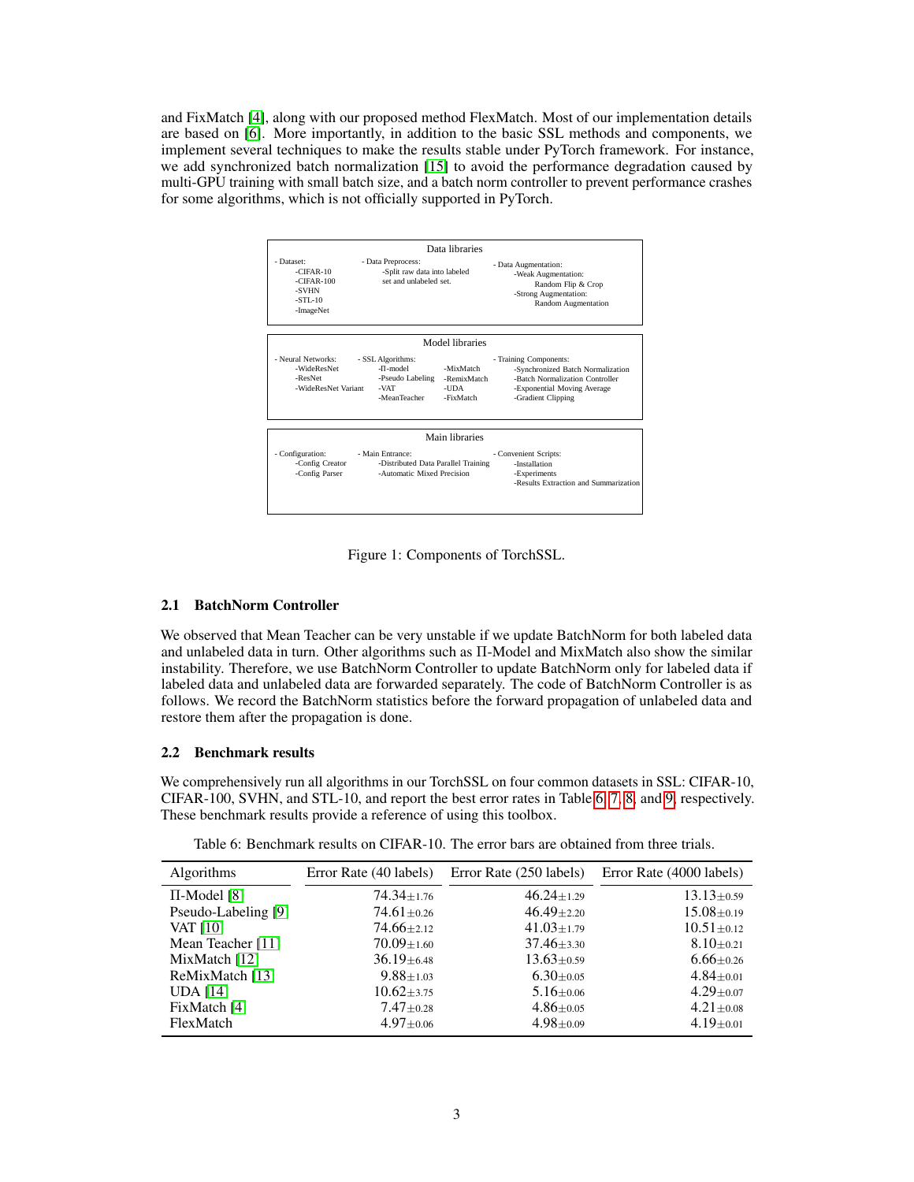and FixMatch [4], along with our proposed method FlexMatch. Most of our implementation details are based on [6]. More importantly, in addition to the basic SSL methods and components, we implement several techniques to make the results stable under PyTorch framework. For instance, we add synchronized batch normalization [15] to avoid the performance degradation caused by multi-GPU training with small batch size, and a batch norm controller to prevent performance crashes for some algorithms, which is not officially supported in PyTorch.

**Data libraries**

- Dataset:
  - CIFAR-10
  - CIFAR-100
  - SVHN
  - STL-10
  - ImageNet
- Data Preprocess:
  - Split raw data into labeled set and unlabeled set.
- Data Augmentation:
  - Weak Augmentation:
    - Random Flip & Crop
  - Strong Augmentation:
    - Random Augmentation

**Model libraries**

- Neural Networks:
  - WideResNet
  - ResNet
  - WideResNet Variant
- SSL Algorithms:
  - Π-model
  - Pseudo Labeling
  - VAT
  - MeanTeacher
  - MixMatch
  - RemixMatch
  - UDA
  - FixMatch
- Training Components:
  - Synchronized Batch Normalization
  - Batch Normalization Controller
  - Exponential Moving Average
  - Gradient Clipping

**Main libraries**

- Configuration:
  - Config Creator
  - Config Parser
- Main Entrance:
  - Distributed Data Parallel Training
  - Automatic Mixed Precision
- Convenient Scripts:
  - Installation
  - Experiments
  - Results Extraction and Summarization

Figure 1: Components of TorchSSL.

### 2.1 BatchNorm Controller

We observed that Mean Teacher can be very unstable if we update BatchNorm for both labeled data and unlabeled data in turn. Other algorithms such as Π-Model and MixMatch also show the similar instability. Therefore, we use BatchNorm Controller to update BatchNorm only for labeled data if labeled data and unlabeled data are forwarded separately. The code of BatchNorm Controller is as follows. We record the BatchNorm statistics before the forward propagation of unlabeled data and restore them after the propagation is done.

### 2.2 Benchmark results

We comprehensively run all algorithms in our TorchSSL on four common datasets in SSL: CIFAR-10, CIFAR-100, SVHN, and STL-10, and report the best error rates in Table 6, 7, 8, and 9, respectively. These benchmark results provide a reference of using this toolbox.

Table 6: Benchmark results on CIFAR-10. The error bars are obtained from three trials.

| Algorithms | Error Rate (40 labels) | Error Rate (250 labels) | Error Rate (4000 labels) |
|---|---|---|---|
| Π-Model [8] | $74.34_{\pm 1.76}$ | $46.24_{\pm 1.29}$ | $13.13_{\pm 0.59}$ |
| Pseudo-Labeling [9] | $74.61_{\pm 0.26}$ | $46.49_{\pm 2.20}$ | $15.08_{\pm 0.19}$ |
| VAT [10] | $74.66_{\pm 2.12}$ | $41.03_{\pm 1.79}$ | $10.51_{\pm 0.12}$ |
| Mean Teacher [11] | $70.09_{\pm 1.60}$ | $37.46_{\pm 3.30}$ | $8.10_{\pm 0.21}$ |
| MixMatch [12] | $36.19_{\pm 6.48}$ | $13.63_{\pm 0.59}$ | $6.66_{\pm 0.26}$ |
| ReMixMatch [13] | $9.88_{\pm 1.03}$ | $6.30_{\pm 0.05}$ | $4.84_{\pm 0.01}$ |
| UDA [14] | $10.62_{\pm 3.75}$ | $5.16_{\pm 0.06}$ | $4.29_{\pm 0.07}$ |
| FixMatch [4] | $7.47_{\pm 0.28}$ | $4.86_{\pm 0.05}$ | $4.21_{\pm 0.08}$ |
| FlexMatch | $4.97_{\pm 0.06}$ | $4.98_{\pm 0.09}$ | $4.19_{\pm 0.01}$ |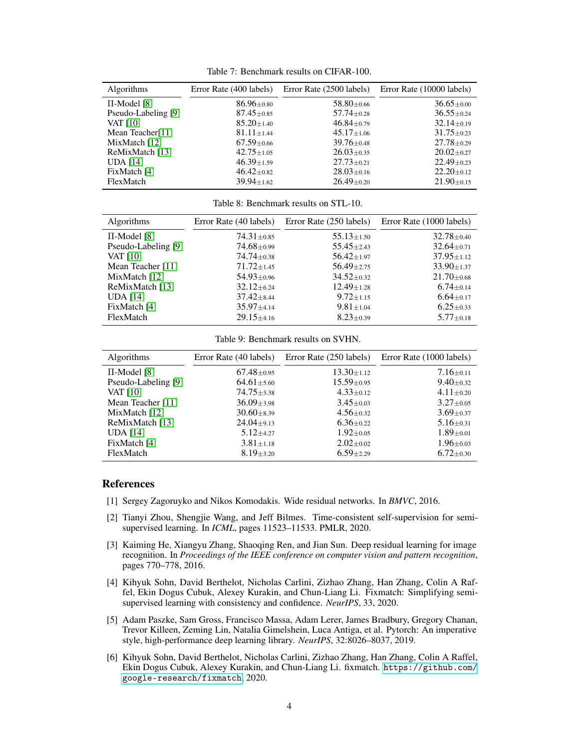Table 7: Benchmark results on CIFAR-100.

| Algorithms | Error Rate (400 labels) | Error Rate (2500 labels) | Error Rate (10000 labels) |
|---|---|---|---|
| Π-Model [8] | 86.96±0.80 | 58.80±0.66 | 36.65±0.00 |
| Pseudo-Labeling [9] | 87.45±0.85 | 57.74±0.28 | 36.55±0.24 |
| VAT [10] | 85.20±1.40 | 46.84±0.79 | 32.14±0.19 |
| Mean Teacher[11] | 81.11±1.44 | 45.17±1.06 | 31.75±0.23 |
| MixMatch [12] | 67.59±0.66 | 39.76±0.48 | 27.78±0.29 |
| ReMixMatch [13] | 42.75±1.05 | 26.03±0.35 | 20.02±0.27 |
| UDA [14] | 46.39±1.59 | 27.73±0.21 | 22.49±0.23 |
| FixMatch [4] | 46.42±0.82 | 28.03±0.16 | 22.20±0.12 |
| FlexMatch | 39.94±1.62 | 26.49±0.20 | 21.90±0.15 |

Table 8: Benchmark results on STL-10.

| Algorithms | Error Rate (40 labels) | Error Rate (250 labels) | Error Rate (1000 labels) |
|---|---|---|---|
| Π-Model [8] | 74.31±0.85 | 55.13±1.50 | 32.78±0.40 |
| Pseudo-Labeling [9] | 74.68±0.99 | 55.45±2.43 | 32.64±0.71 |
| VAT [10] | 74.74±0.38 | 56.42±1.97 | 37.95±1.12 |
| Mean Teacher [11] | 71.72±1.45 | 56.49±2.75 | 33.90±1.37 |
| MixMatch [12] | 54.93±0.96 | 34.52±0.32 | 21.70±0.68 |
| ReMixMatch [13] | 32.12±6.24 | 12.49±1.28 | 6.74±0.14 |
| UDA [14] | 37.42±8.44 | 9.72±1.15 | 6.64±0.17 |
| FixMatch [4] | 35.97±4.14 | 9.81±1.04 | 6.25±0.33 |
| FlexMatch | 29.15±4.16 | 8.23±0.39 | 5.77±0.18 |

Table 9: Benchmark results on SVHN.

| Algorithms | Error Rate (40 labels) | Error Rate (250 labels) | Error Rate (1000 labels) |
|---|---|---|---|
| Π-Model [8] | 67.48±0.95 | 13.30±1.12 | 7.16±0.11 |
| Pseudo-Labeling [9] | 64.61±5.60 | 15.59±0.95 | 9.40±0.32 |
| VAT [10] | 74.75±3.38 | 4.33±0.12 | 4.11±0.20 |
| Mean Teacher [11] | 36.09±3.98 | 3.45±0.03 | 3.27±0.05 |
| MixMatch [12] | 30.60±8.39 | 4.56±0.32 | 3.69±0.37 |
| ReMixMatch [13] | 24.04±9.13 | 6.36±0.22 | 5.16±0.31 |
| UDA [14] | 5.12±4.27 | 1.92±0.05 | 1.89±0.01 |
| FixMatch [4] | 3.81±1.18 | 2.02±0.02 | 1.96±0.03 |
| FlexMatch | 8.19±3.20 | 6.59±2.29 | 6.72±0.30 |

## References

[1] Sergey Zagoruyko and Nikos Komodakis. Wide residual networks. In *BMVC*, 2016.

[2] Tianyi Zhou, Shengjie Wang, and Jeff Bilmes. Time-consistent self-supervision for semi-supervised learning. In *ICML*, pages 11523–11533. PMLR, 2020.

[3] Kaiming He, Xiangyu Zhang, Shaoqing Ren, and Jian Sun. Deep residual learning for image recognition. In *Proceedings of the IEEE conference on computer vision and pattern recognition*, pages 770–778, 2016.

[4] Kihyuk Sohn, David Berthelot, Nicholas Carlini, Zizhao Zhang, Han Zhang, Colin A Raffel, Ekin Dogus Cubuk, Alexey Kurakin, and Chun-Liang Li. Fixmatch: Simplifying semi-supervised learning with consistency and confidence. *NeurIPS*, 33, 2020.

[5] Adam Paszke, Sam Gross, Francisco Massa, Adam Lerer, James Bradbury, Gregory Chanan, Trevor Killeen, Zeming Lin, Natalia Gimelshein, Luca Antiga, et al. Pytorch: An imperative style, high-performance deep learning library. *NeurIPS*, 32:8026–8037, 2019.

[6] Kihyuk Sohn, David Berthelot, Nicholas Carlini, Zizhao Zhang, Han Zhang, Colin A Raffel, Ekin Dogus Cubuk, Alexey Kurakin, and Chun-Liang Li. fixmatch. `https://github.com/google-research/fixmatch`, 2020.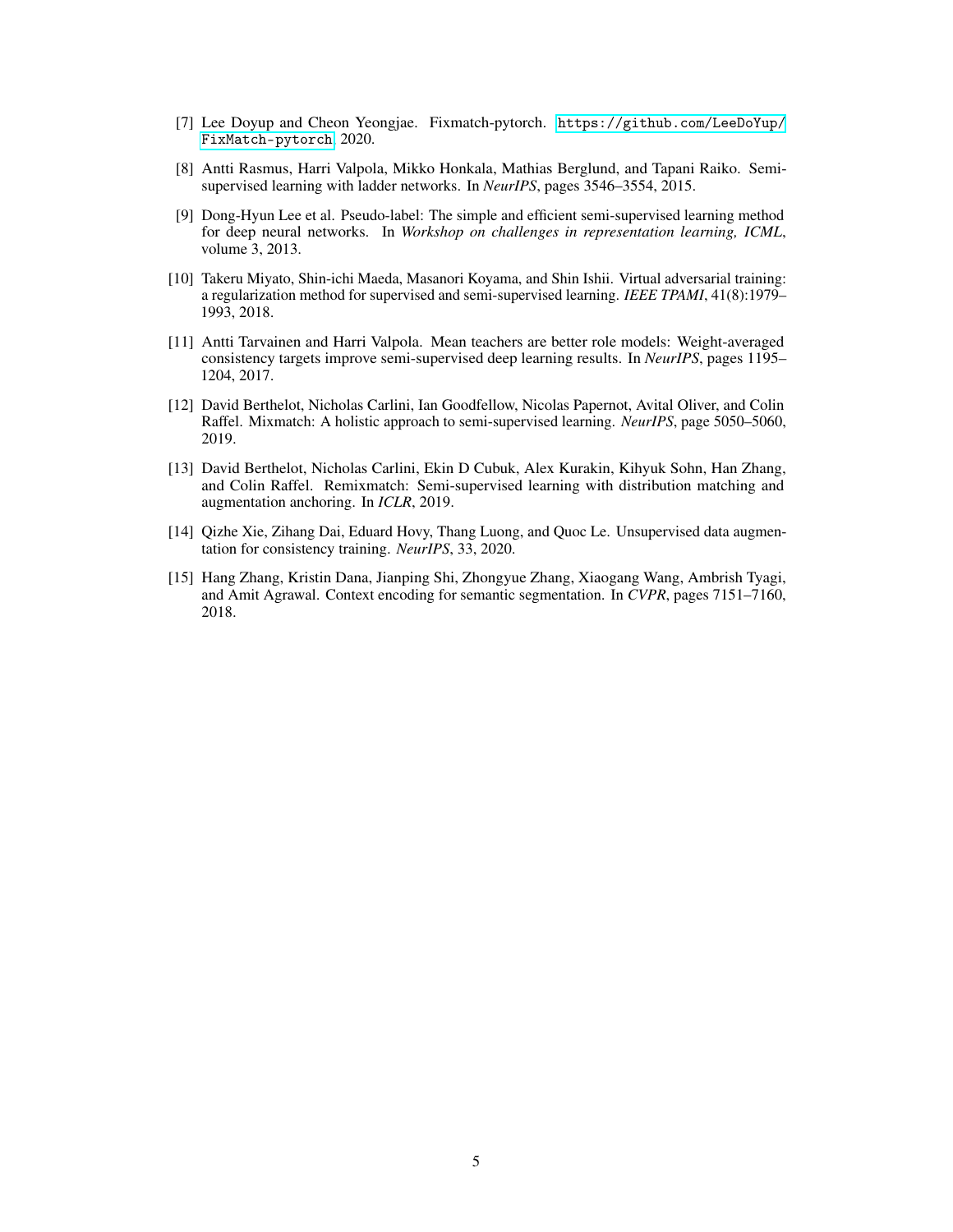[7] Lee Doyup and Cheon Yeongjae. Fixmatch-pytorch. https://github.com/LeeDoYup/FixMatch-pytorch, 2020.

[8] Antti Rasmus, Harri Valpola, Mikko Honkala, Mathias Berglund, and Tapani Raiko. Semi-supervised learning with ladder networks. In *NeurIPS*, pages 3546–3554, 2015.

[9] Dong-Hyun Lee et al. Pseudo-label: The simple and efficient semi-supervised learning method for deep neural networks. In *Workshop on challenges in representation learning, ICML*, volume 3, 2013.

[10] Takeru Miyato, Shin-ichi Maeda, Masanori Koyama, and Shin Ishii. Virtual adversarial training: a regularization method for supervised and semi-supervised learning. *IEEE TPAMI*, 41(8):1979–1993, 2018.

[11] Antti Tarvainen and Harri Valpola. Mean teachers are better role models: Weight-averaged consistency targets improve semi-supervised deep learning results. In *NeurIPS*, pages 1195–1204, 2017.

[12] David Berthelot, Nicholas Carlini, Ian Goodfellow, Nicolas Papernot, Avital Oliver, and Colin Raffel. Mixmatch: A holistic approach to semi-supervised learning. *NeurIPS*, page 5050–5060, 2019.

[13] David Berthelot, Nicholas Carlini, Ekin D Cubuk, Alex Kurakin, Kihyuk Sohn, Han Zhang, and Colin Raffel. Remixmatch: Semi-supervised learning with distribution matching and augmentation anchoring. In *ICLR*, 2019.

[14] Qizhe Xie, Zihang Dai, Eduard Hovy, Thang Luong, and Quoc Le. Unsupervised data augmentation for consistency training. *NeurIPS*, 33, 2020.

[15] Hang Zhang, Kristin Dana, Jianping Shi, Zhongyue Zhang, Xiaogang Wang, Ambrish Tyagi, and Amit Agrawal. Context encoding for semantic segmentation. In *CVPR*, pages 7151–7160, 2018.